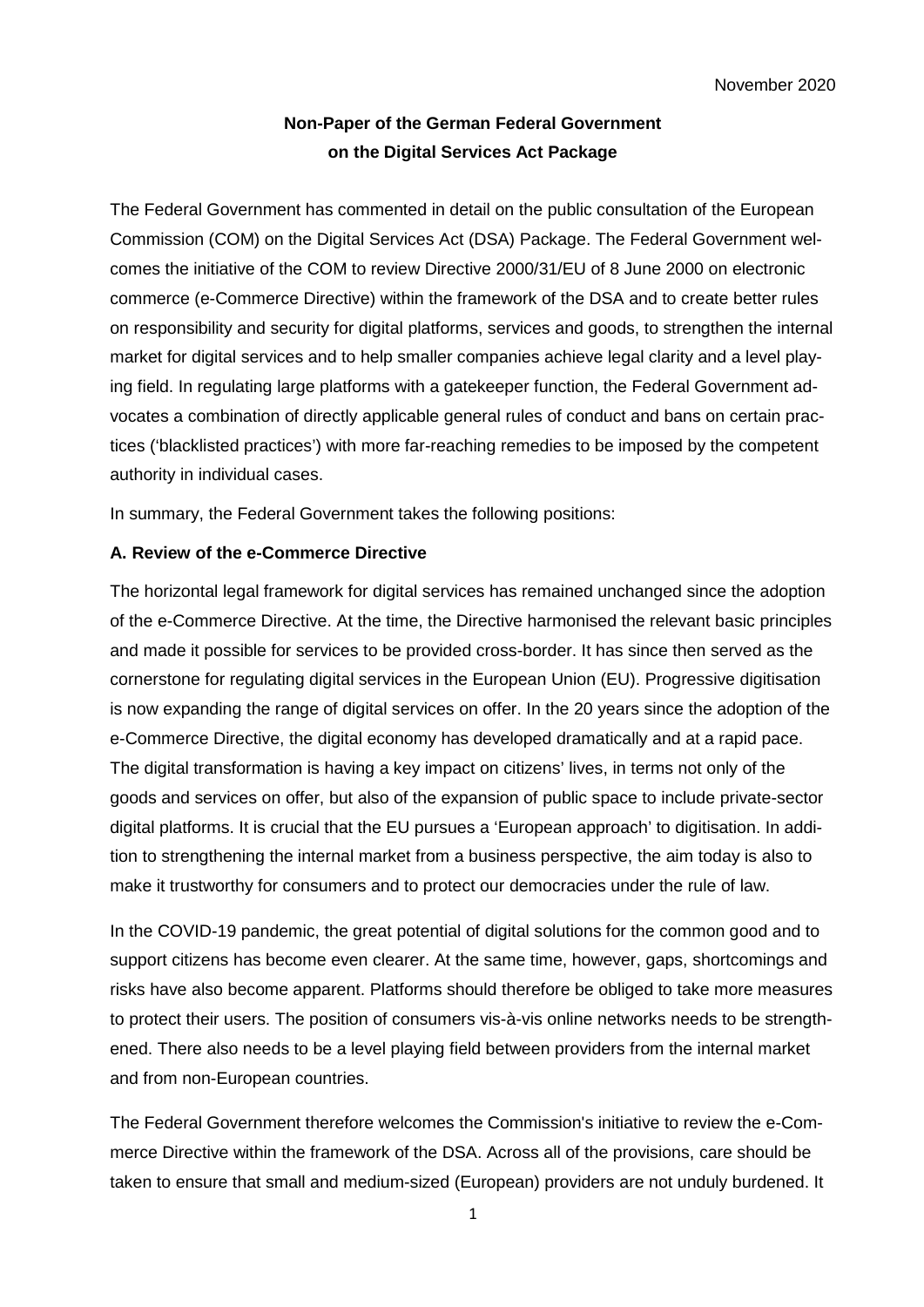November 2020

**Non-Paper of the German Federal Government on the Digital Services Act Package**

The Federal Government has commented in detail on the public consultation of the European Commission (COM) on the Digital Services Act (DSA) Package. The Federal Government welcomes the initiative of the COM to review Directive 2000/31/EU of 8 June 2000 on electronic commerce (e-Commerce Directive) within the framework of the DSA and to create better rules on responsibility and security for digital platforms, services and goods, to strengthen the internal market for digital services and to help smaller companies achieve legal clarity and a level playing field. In regulating large platforms with a gatekeeper function, the Federal Government advocates a combination of directly applicable general rules of conduct and bans on certain practices ('blacklisted practices') with more far-reaching remedies to be imposed by the competent authority in individual cases.

In summary, the Federal Government takes the following positions:

**A. Review of the e-Commerce Directive**

The horizontal legal framework for digital services has remained unchanged since the adoption of the e-Commerce Directive. At the time, the Directive harmonised the relevant basic principles and made it possible for services to be provided cross-border. It has since then served as the cornerstone for regulating digital services in the European Union (EU). Progressive digitisation is now expanding the range of digital services on offer. In the 20 years since the adoption of the e-Commerce Directive, the digital economy has developed dramatically and at a rapid pace. The digital transformation is having a key impact on citizens' lives, in terms not only of the goods and services on offer, but also of the expansion of public space to include private-sector digital platforms. It is crucial that the EU pursues a 'European approach' to digitisation. In addition to strengthening the internal market from a business perspective, the aim today is also to make it trustworthy for consumers and to protect our democracies under the rule of law.

In the COVID-19 pandemic, the great potential of digital solutions for the common good and to support citizens has become even clearer. At the same time, however, gaps, shortcomings and risks have also become apparent. Platforms should therefore be obliged to take more measures to protect their users. The position of consumers vis-à-vis online networks needs to be strengthened. There also needs to be a level playing field between providers from the internal market and from non-European countries.

The Federal Government therefore welcomes the Commission's initiative to review the e-Commerce Directive within the framework of the DSA. Across all of the provisions, care should be taken to ensure that small and medium-sized (European) providers are not unduly burdened. It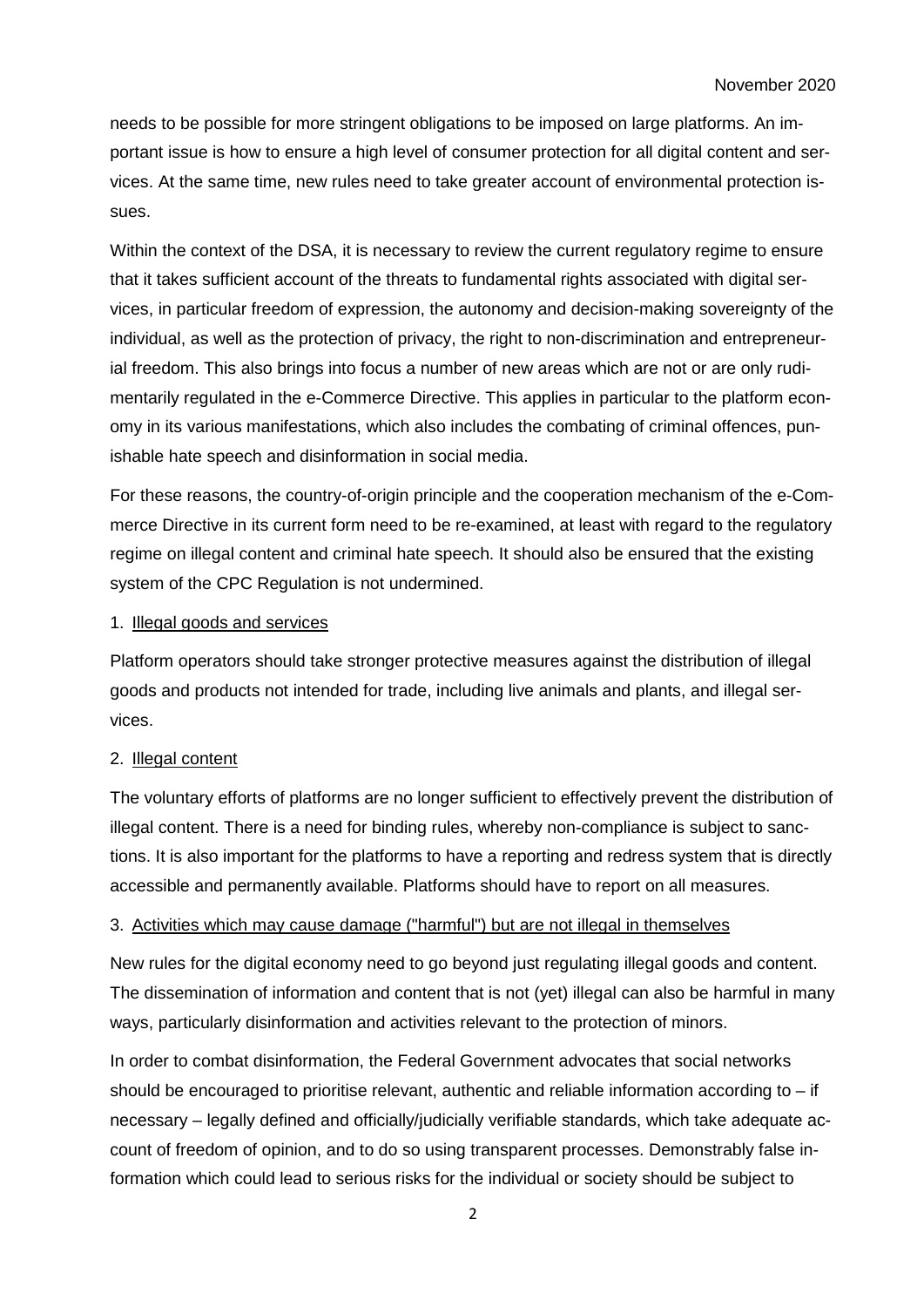needs to be possible for more stringent obligations to be imposed on large platforms. An important issue is how to ensure a high level of consumer protection for all digital content and services. At the same time, new rules need to take greater account of environmental protection issues.

Within the context of the DSA, it is necessary to review the current regulatory regime to ensure that it takes sufficient account of the threats to fundamental rights associated with digital services, in particular freedom of expression, the autonomy and decision-making sovereignty of the individual, as well as the protection of privacy, the right to non-discrimination and entrepreneurial freedom. This also brings into focus a number of new areas which are not or are only rudimentarily regulated in the e-Commerce Directive. This applies in particular to the platform economy in its various manifestations, which also includes the combating of criminal offences, punishable hate speech and disinformation in social media.

For these reasons, the country-of-origin principle and the cooperation mechanism of the e-Commerce Directive in its current form need to be re-examined, at least with regard to the regulatory regime on illegal content and criminal hate speech. It should also be ensured that the existing system of the CPC Regulation is not undermined.

1. Illegal goods and services

Platform operators should take stronger protective measures against the distribution of illegal goods and products not intended for trade, including live animals and plants, and illegal services.

2. Illegal content

The voluntary efforts of platforms are no longer sufficient to effectively prevent the distribution of illegal content. There is a need for binding rules, whereby non-compliance is subject to sanctions. It is also important for the platforms to have a reporting and redress system that is directly accessible and permanently available. Platforms should have to report on all measures.

3. Activities which may cause damage ("harmful") but are not illegal in themselves

New rules for the digital economy need to go beyond just regulating illegal goods and content. The dissemination of information and content that is not (yet) illegal can also be harmful in many ways, particularly disinformation and activities relevant to the protection of minors.

In order to combat disinformation, the Federal Government advocates that social networks should be encouraged to prioritise relevant, authentic and reliable information according to – if necessary – legally defined and officially/judicially verifiable standards, which take adequate account of freedom of opinion, and to do so using transparent processes. Demonstrably false information which could lead to serious risks for the individual or society should be subject to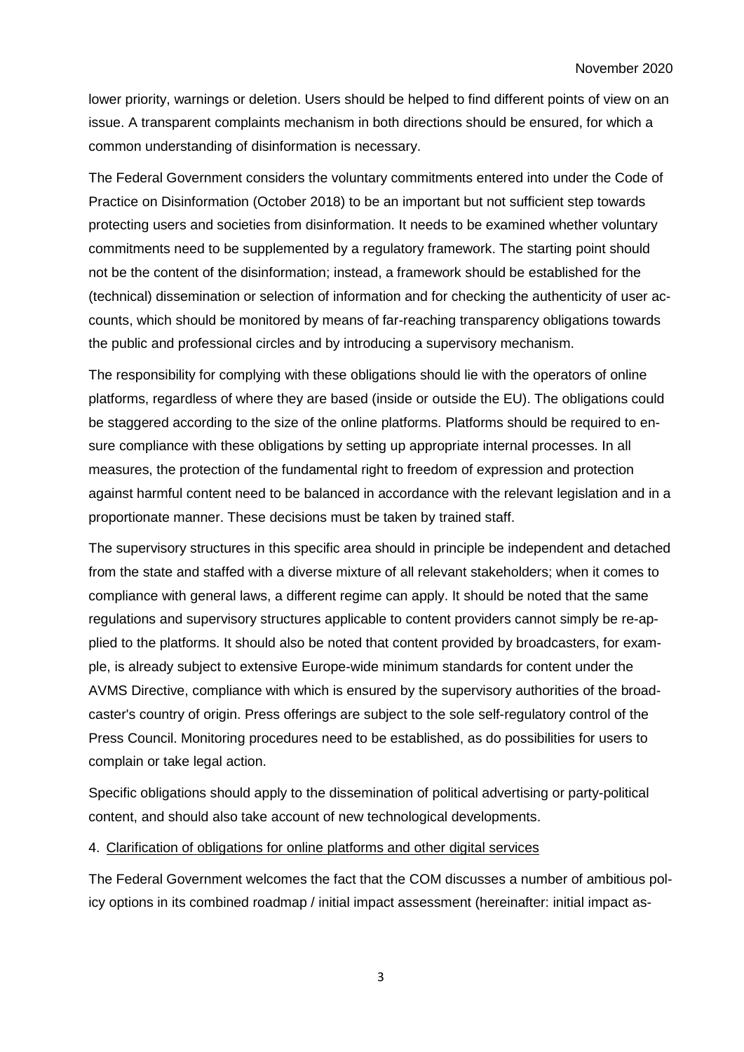lower priority, warnings or deletion. Users should be helped to find different points of view on an issue. A transparent complaints mechanism in both directions should be ensured, for which a common understanding of disinformation is necessary.

The Federal Government considers the voluntary commitments entered into under the Code of Practice on Disinformation (October 2018) to be an important but not sufficient step towards protecting users and societies from disinformation. It needs to be examined whether voluntary commitments need to be supplemented by a regulatory framework. The starting point should not be the content of the disinformation; instead, a framework should be established for the (technical) dissemination or selection of information and for checking the authenticity of user accounts, which should be monitored by means of far-reaching transparency obligations towards the public and professional circles and by introducing a supervisory mechanism.

The responsibility for complying with these obligations should lie with the operators of online platforms, regardless of where they are based (inside or outside the EU). The obligations could be staggered according to the size of the online platforms. Platforms should be required to ensure compliance with these obligations by setting up appropriate internal processes. In all measures, the protection of the fundamental right to freedom of expression and protection against harmful content need to be balanced in accordance with the relevant legislation and in a proportionate manner. These decisions must be taken by trained staff.

The supervisory structures in this specific area should in principle be independent and detached from the state and staffed with a diverse mixture of all relevant stakeholders; when it comes to compliance with general laws, a different regime can apply. It should be noted that the same regulations and supervisory structures applicable to content providers cannot simply be re-applied to the platforms. It should also be noted that content provided by broadcasters, for example, is already subject to extensive Europe-wide minimum standards for content under the AVMS Directive, compliance with which is ensured by the supervisory authorities of the broadcaster's country of origin. Press offerings are subject to the sole self-regulatory control of the Press Council. Monitoring procedures need to be established, as do possibilities for users to complain or take legal action.

Specific obligations should apply to the dissemination of political advertising or party-political content, and should also take account of new technological developments.

## 4. Clarification of obligations for online platforms and other digital services

The Federal Government welcomes the fact that the COM discusses a number of ambitious policy options in its combined roadmap / initial impact assessment (hereinafter: initial impact as-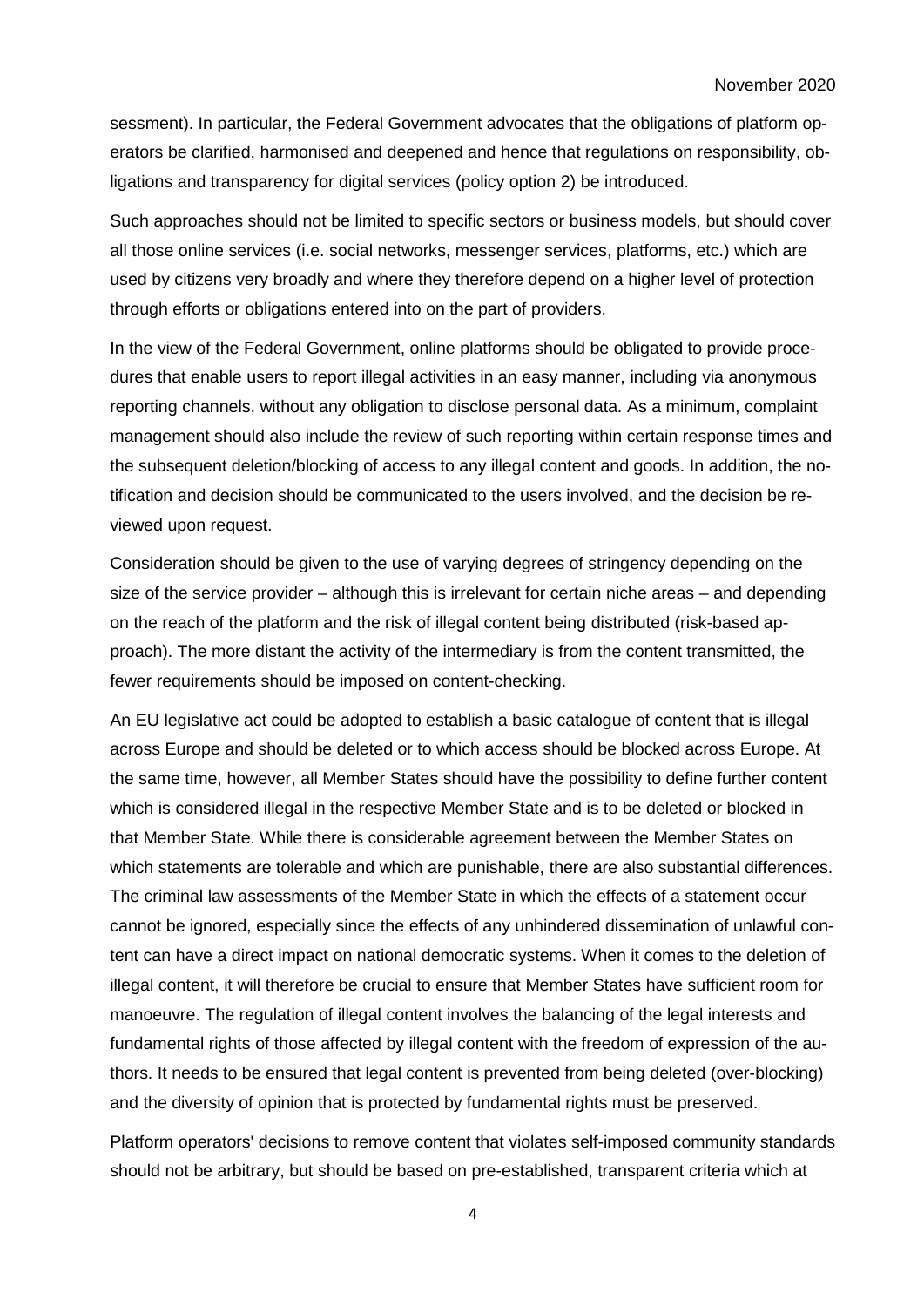sessment). In particular, the Federal Government advocates that the obligations of platform operators be clarified, harmonised and deepened and hence that regulations on responsibility, obligations and transparency for digital services (policy option 2) be introduced.

Such approaches should not be limited to specific sectors or business models, but should cover all those online services (i.e. social networks, messenger services, platforms, etc.) which are used by citizens very broadly and where they therefore depend on a higher level of protection through efforts or obligations entered into on the part of providers.

In the view of the Federal Government, online platforms should be obligated to provide procedures that enable users to report illegal activities in an easy manner, including via anonymous reporting channels, without any obligation to disclose personal data. As a minimum, complaint management should also include the review of such reporting within certain response times and the subsequent deletion/blocking of access to any illegal content and goods. In addition, the notification and decision should be communicated to the users involved, and the decision be reviewed upon request.

Consideration should be given to the use of varying degrees of stringency depending on the size of the service provider – although this is irrelevant for certain niche areas – and depending on the reach of the platform and the risk of illegal content being distributed (risk-based approach). The more distant the activity of the intermediary is from the content transmitted, the fewer requirements should be imposed on content-checking.

An EU legislative act could be adopted to establish a basic catalogue of content that is illegal across Europe and should be deleted or to which access should be blocked across Europe. At the same time, however, all Member States should have the possibility to define further content which is considered illegal in the respective Member State and is to be deleted or blocked in that Member State. While there is considerable agreement between the Member States on which statements are tolerable and which are punishable, there are also substantial differences. The criminal law assessments of the Member State in which the effects of a statement occur cannot be ignored, especially since the effects of any unhindered dissemination of unlawful content can have a direct impact on national democratic systems. When it comes to the deletion of illegal content, it will therefore be crucial to ensure that Member States have sufficient room for manoeuvre. The regulation of illegal content involves the balancing of the legal interests and fundamental rights of those affected by illegal content with the freedom of expression of the authors. It needs to be ensured that legal content is prevented from being deleted (over-blocking) and the diversity of opinion that is protected by fundamental rights must be preserved.

Platform operators' decisions to remove content that violates self-imposed community standards should not be arbitrary, but should be based on pre-established, transparent criteria which at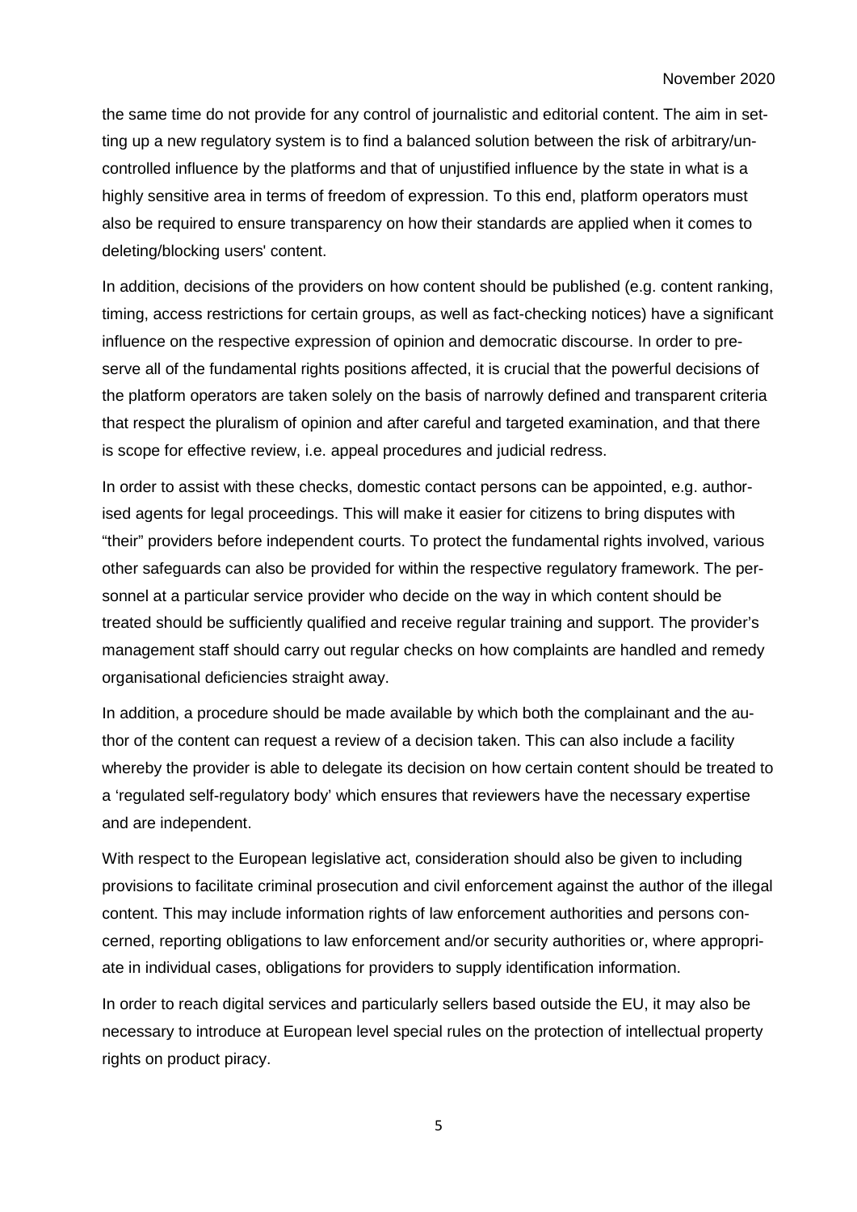the same time do not provide for any control of journalistic and editorial content. The aim in setting up a new regulatory system is to find a balanced solution between the risk of arbitrary/uncontrolled influence by the platforms and that of unjustified influence by the state in what is a highly sensitive area in terms of freedom of expression. To this end, platform operators must also be required to ensure transparency on how their standards are applied when it comes to deleting/blocking users' content.

In addition, decisions of the providers on how content should be published (e.g. content ranking, timing, access restrictions for certain groups, as well as fact-checking notices) have a significant influence on the respective expression of opinion and democratic discourse. In order to preserve all of the fundamental rights positions affected, it is crucial that the powerful decisions of the platform operators are taken solely on the basis of narrowly defined and transparent criteria that respect the pluralism of opinion and after careful and targeted examination, and that there is scope for effective review, i.e. appeal procedures and judicial redress.

In order to assist with these checks, domestic contact persons can be appointed, e.g. authorised agents for legal proceedings. This will make it easier for citizens to bring disputes with "their" providers before independent courts. To protect the fundamental rights involved, various other safeguards can also be provided for within the respective regulatory framework. The personnel at a particular service provider who decide on the way in which content should be treated should be sufficiently qualified and receive regular training and support. The provider's management staff should carry out regular checks on how complaints are handled and remedy organisational deficiencies straight away.

In addition, a procedure should be made available by which both the complainant and the author of the content can request a review of a decision taken. This can also include a facility whereby the provider is able to delegate its decision on how certain content should be treated to a 'regulated self-regulatory body' which ensures that reviewers have the necessary expertise and are independent.

With respect to the European legislative act, consideration should also be given to including provisions to facilitate criminal prosecution and civil enforcement against the author of the illegal content. This may include information rights of law enforcement authorities and persons concerned, reporting obligations to law enforcement and/or security authorities or, where appropriate in individual cases, obligations for providers to supply identification information.

In order to reach digital services and particularly sellers based outside the EU, it may also be necessary to introduce at European level special rules on the protection of intellectual property rights on product piracy.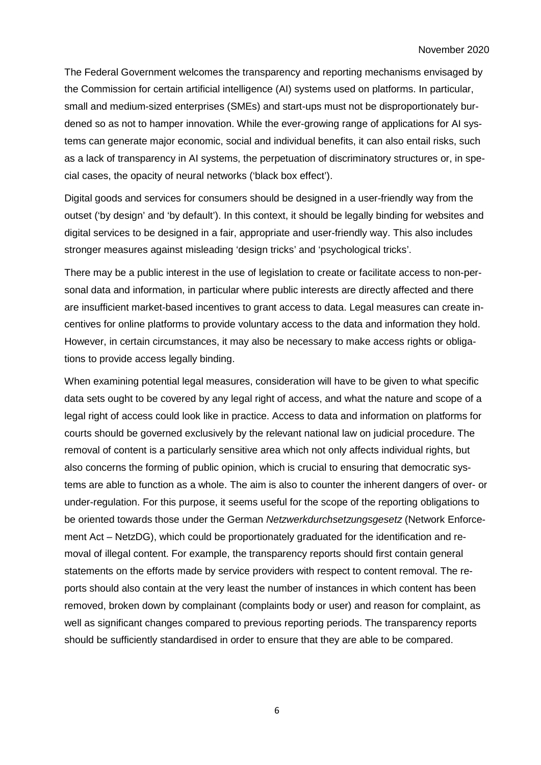The Federal Government welcomes the transparency and reporting mechanisms envisaged by the Commission for certain artificial intelligence (AI) systems used on platforms. In particular, small and medium-sized enterprises (SMEs) and start-ups must not be disproportionately burdened so as not to hamper innovation. While the ever-growing range of applications for AI systems can generate major economic, social and individual benefits, it can also entail risks, such as a lack of transparency in AI systems, the perpetuation of discriminatory structures or, in special cases, the opacity of neural networks ('black box effect').

Digital goods and services for consumers should be designed in a user-friendly way from the outset ('by design' and 'by default'). In this context, it should be legally binding for websites and digital services to be designed in a fair, appropriate and user-friendly way. This also includes stronger measures against misleading 'design tricks' and 'psychological tricks'.

There may be a public interest in the use of legislation to create or facilitate access to non-personal data and information, in particular where public interests are directly affected and there are insufficient market-based incentives to grant access to data. Legal measures can create incentives for online platforms to provide voluntary access to the data and information they hold. However, in certain circumstances, it may also be necessary to make access rights or obligations to provide access legally binding.

When examining potential legal measures, consideration will have to be given to what specific data sets ought to be covered by any legal right of access, and what the nature and scope of a legal right of access could look like in practice. Access to data and information on platforms for courts should be governed exclusively by the relevant national law on judicial procedure. The removal of content is a particularly sensitive area which not only affects individual rights, but also concerns the forming of public opinion, which is crucial to ensuring that democratic systems are able to function as a whole. The aim is also to counter the inherent dangers of over- or under-regulation. For this purpose, it seems useful for the scope of the reporting obligations to be oriented towards those under the German *Netzwerkdurchsetzungsgesetz* (Network Enforcement Act – NetzDG), which could be proportionately graduated for the identification and removal of illegal content. For example, the transparency reports should first contain general statements on the efforts made by service providers with respect to content removal. The reports should also contain at the very least the number of instances in which content has been removed, broken down by complainant (complaints body or user) and reason for complaint, as well as significant changes compared to previous reporting periods. The transparency reports should be sufficiently standardised in order to ensure that they are able to be compared.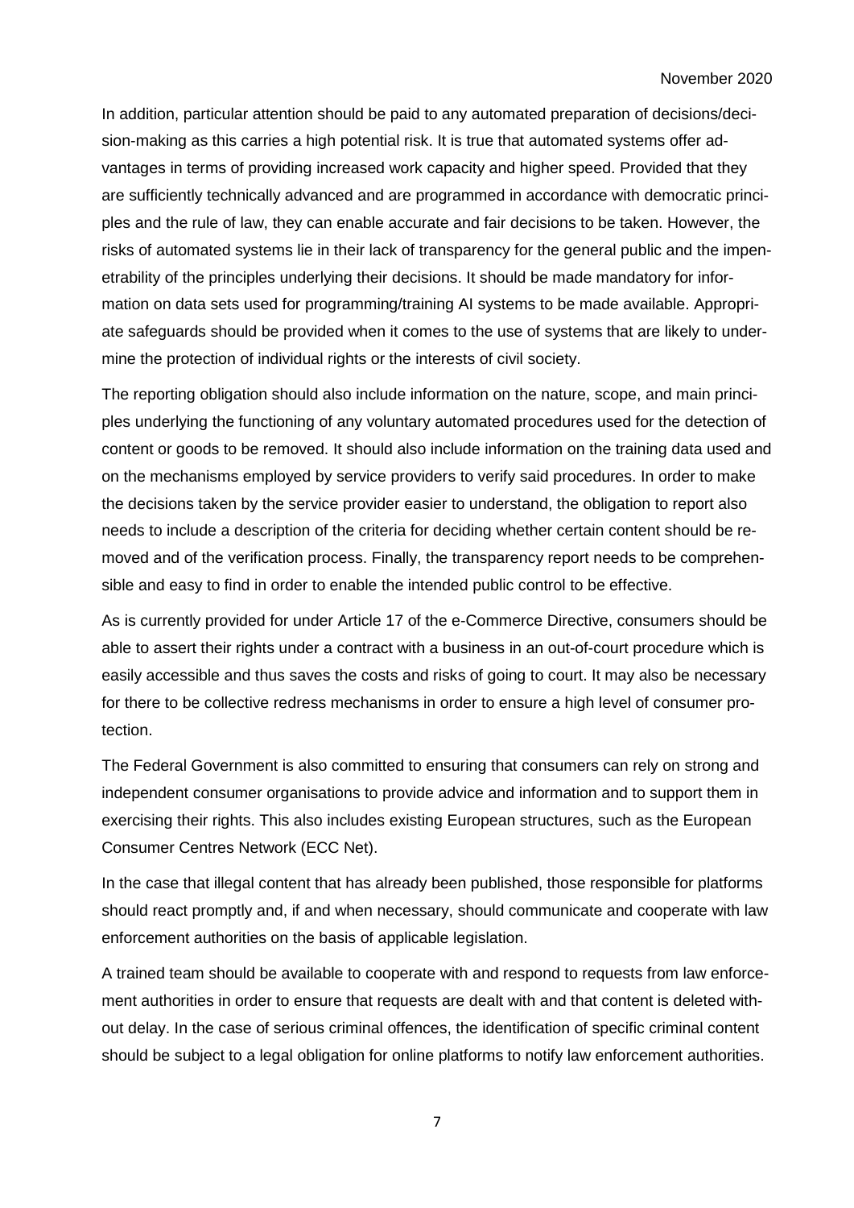In addition, particular attention should be paid to any automated preparation of decisions/decision-making as this carries a high potential risk. It is true that automated systems offer advantages in terms of providing increased work capacity and higher speed. Provided that they are sufficiently technically advanced and are programmed in accordance with democratic principles and the rule of law, they can enable accurate and fair decisions to be taken. However, the risks of automated systems lie in their lack of transparency for the general public and the impenetrability of the principles underlying their decisions. It should be made mandatory for information on data sets used for programming/training AI systems to be made available. Appropriate safeguards should be provided when it comes to the use of systems that are likely to undermine the protection of individual rights or the interests of civil society.

The reporting obligation should also include information on the nature, scope, and main principles underlying the functioning of any voluntary automated procedures used for the detection of content or goods to be removed. It should also include information on the training data used and on the mechanisms employed by service providers to verify said procedures. In order to make the decisions taken by the service provider easier to understand, the obligation to report also needs to include a description of the criteria for deciding whether certain content should be removed and of the verification process. Finally, the transparency report needs to be comprehensible and easy to find in order to enable the intended public control to be effective.

As is currently provided for under Article 17 of the e-Commerce Directive, consumers should be able to assert their rights under a contract with a business in an out-of-court procedure which is easily accessible and thus saves the costs and risks of going to court. It may also be necessary for there to be collective redress mechanisms in order to ensure a high level of consumer protection.

The Federal Government is also committed to ensuring that consumers can rely on strong and independent consumer organisations to provide advice and information and to support them in exercising their rights. This also includes existing European structures, such as the European Consumer Centres Network (ECC Net).

In the case that illegal content that has already been published, those responsible for platforms should react promptly and, if and when necessary, should communicate and cooperate with law enforcement authorities on the basis of applicable legislation.

A trained team should be available to cooperate with and respond to requests from law enforcement authorities in order to ensure that requests are dealt with and that content is deleted without delay. In the case of serious criminal offences, the identification of specific criminal content should be subject to a legal obligation for online platforms to notify law enforcement authorities.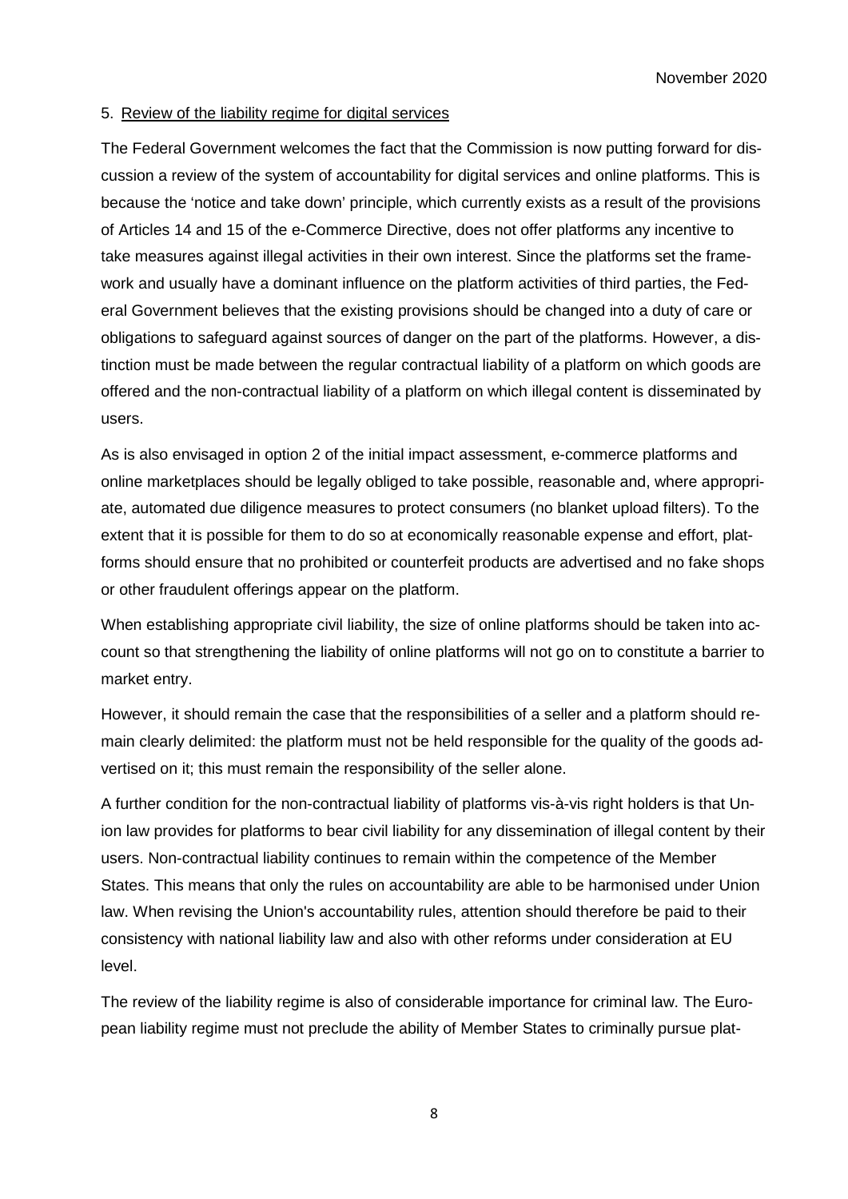## 5. Review of the liability regime for digital services

The Federal Government welcomes the fact that the Commission is now putting forward for discussion a review of the system of accountability for digital services and online platforms. This is because the 'notice and take down' principle, which currently exists as a result of the provisions of Articles 14 and 15 of the e-Commerce Directive, does not offer platforms any incentive to take measures against illegal activities in their own interest. Since the platforms set the framework and usually have a dominant influence on the platform activities of third parties, the Federal Government believes that the existing provisions should be changed into a duty of care or obligations to safeguard against sources of danger on the part of the platforms. However, a distinction must be made between the regular contractual liability of a platform on which goods are offered and the non-contractual liability of a platform on which illegal content is disseminated by users.

As is also envisaged in option 2 of the initial impact assessment, e-commerce platforms and online marketplaces should be legally obliged to take possible, reasonable and, where appropriate, automated due diligence measures to protect consumers (no blanket upload filters). To the extent that it is possible for them to do so at economically reasonable expense and effort, platforms should ensure that no prohibited or counterfeit products are advertised and no fake shops or other fraudulent offerings appear on the platform.

When establishing appropriate civil liability, the size of online platforms should be taken into account so that strengthening the liability of online platforms will not go on to constitute a barrier to market entry.

However, it should remain the case that the responsibilities of a seller and a platform should remain clearly delimited: the platform must not be held responsible for the quality of the goods advertised on it; this must remain the responsibility of the seller alone.

A further condition for the non-contractual liability of platforms vis-à-vis right holders is that Union law provides for platforms to bear civil liability for any dissemination of illegal content by their users. Non-contractual liability continues to remain within the competence of the Member States. This means that only the rules on accountability are able to be harmonised under Union law. When revising the Union's accountability rules, attention should therefore be paid to their consistency with national liability law and also with other reforms under consideration at EU level.

The review of the liability regime is also of considerable importance for criminal law. The European liability regime must not preclude the ability of Member States to criminally pursue plat-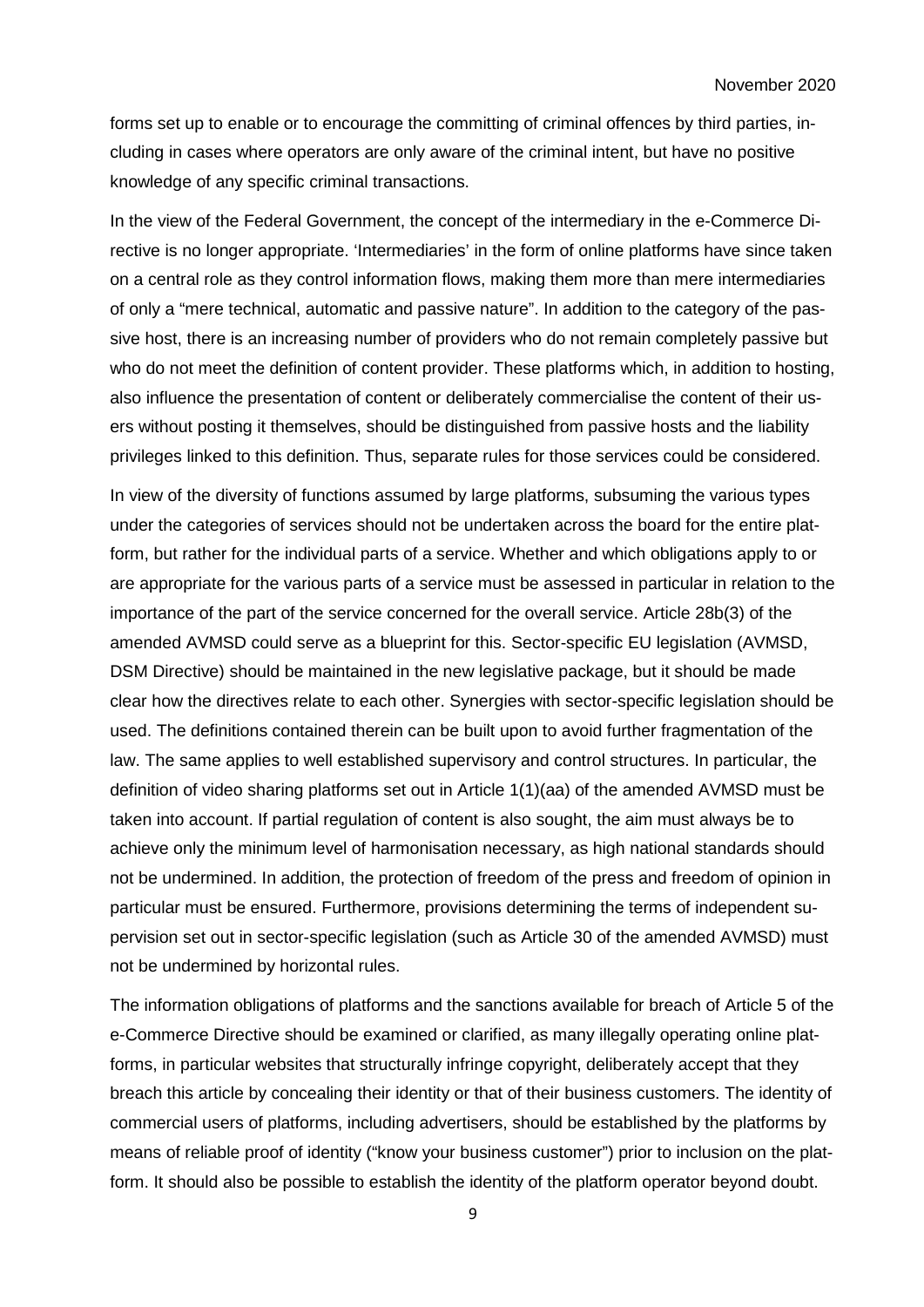forms set up to enable or to encourage the committing of criminal offences by third parties, including in cases where operators are only aware of the criminal intent, but have no positive knowledge of any specific criminal transactions.

In the view of the Federal Government, the concept of the intermediary in the e-Commerce Directive is no longer appropriate. 'Intermediaries' in the form of online platforms have since taken on a central role as they control information flows, making them more than mere intermediaries of only a "mere technical, automatic and passive nature". In addition to the category of the passive host, there is an increasing number of providers who do not remain completely passive but who do not meet the definition of content provider. These platforms which, in addition to hosting, also influence the presentation of content or deliberately commercialise the content of their users without posting it themselves, should be distinguished from passive hosts and the liability privileges linked to this definition. Thus, separate rules for those services could be considered.

In view of the diversity of functions assumed by large platforms, subsuming the various types under the categories of services should not be undertaken across the board for the entire platform, but rather for the individual parts of a service. Whether and which obligations apply to or are appropriate for the various parts of a service must be assessed in particular in relation to the importance of the part of the service concerned for the overall service. Article 28b(3) of the amended AVMSD could serve as a blueprint for this. Sector-specific EU legislation (AVMSD, DSM Directive) should be maintained in the new legislative package, but it should be made clear how the directives relate to each other. Synergies with sector-specific legislation should be used. The definitions contained therein can be built upon to avoid further fragmentation of the law. The same applies to well established supervisory and control structures. In particular, the definition of video sharing platforms set out in Article 1(1)(aa) of the amended AVMSD must be taken into account. If partial regulation of content is also sought, the aim must always be to achieve only the minimum level of harmonisation necessary, as high national standards should not be undermined. In addition, the protection of freedom of the press and freedom of opinion in particular must be ensured. Furthermore, provisions determining the terms of independent supervision set out in sector-specific legislation (such as Article 30 of the amended AVMSD) must not be undermined by horizontal rules.

The information obligations of platforms and the sanctions available for breach of Article 5 of the e-Commerce Directive should be examined or clarified, as many illegally operating online platforms, in particular websites that structurally infringe copyright, deliberately accept that they breach this article by concealing their identity or that of their business customers. The identity of commercial users of platforms, including advertisers, should be established by the platforms by means of reliable proof of identity ("know your business customer") prior to inclusion on the platform. It should also be possible to establish the identity of the platform operator beyond doubt.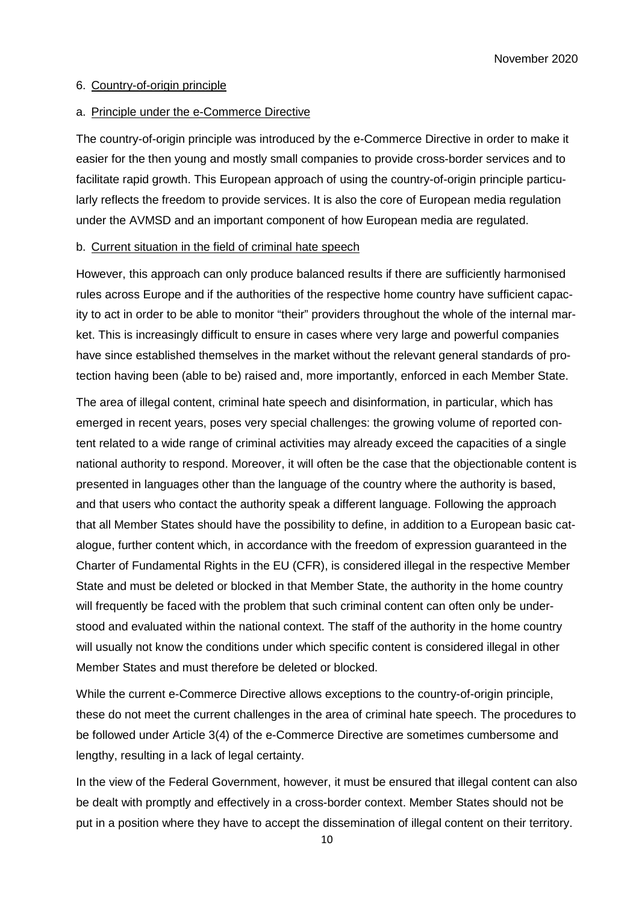## 6. Country-of-origin principle

### a. Principle under the e-Commerce Directive

The country-of-origin principle was introduced by the e-Commerce Directive in order to make it easier for the then young and mostly small companies to provide cross-border services and to facilitate rapid growth. This European approach of using the country-of-origin principle particularly reflects the freedom to provide services. It is also the core of European media regulation under the AVMSD and an important component of how European media are regulated.

### b. Current situation in the field of criminal hate speech

However, this approach can only produce balanced results if there are sufficiently harmonised rules across Europe and if the authorities of the respective home country have sufficient capacity to act in order to be able to monitor "their" providers throughout the whole of the internal market. This is increasingly difficult to ensure in cases where very large and powerful companies have since established themselves in the market without the relevant general standards of protection having been (able to be) raised and, more importantly, enforced in each Member State.

The area of illegal content, criminal hate speech and disinformation, in particular, which has emerged in recent years, poses very special challenges: the growing volume of reported content related to a wide range of criminal activities may already exceed the capacities of a single national authority to respond. Moreover, it will often be the case that the objectionable content is presented in languages other than the language of the country where the authority is based, and that users who contact the authority speak a different language. Following the approach that all Member States should have the possibility to define, in addition to a European basic catalogue, further content which, in accordance with the freedom of expression guaranteed in the Charter of Fundamental Rights in the EU (CFR), is considered illegal in the respective Member State and must be deleted or blocked in that Member State, the authority in the home country will frequently be faced with the problem that such criminal content can often only be understood and evaluated within the national context. The staff of the authority in the home country will usually not know the conditions under which specific content is considered illegal in other Member States and must therefore be deleted or blocked.

While the current e-Commerce Directive allows exceptions to the country-of-origin principle, these do not meet the current challenges in the area of criminal hate speech. The procedures to be followed under Article 3(4) of the e-Commerce Directive are sometimes cumbersome and lengthy, resulting in a lack of legal certainty.

In the view of the Federal Government, however, it must be ensured that illegal content can also be dealt with promptly and effectively in a cross-border context. Member States should not be put in a position where they have to accept the dissemination of illegal content on their territory.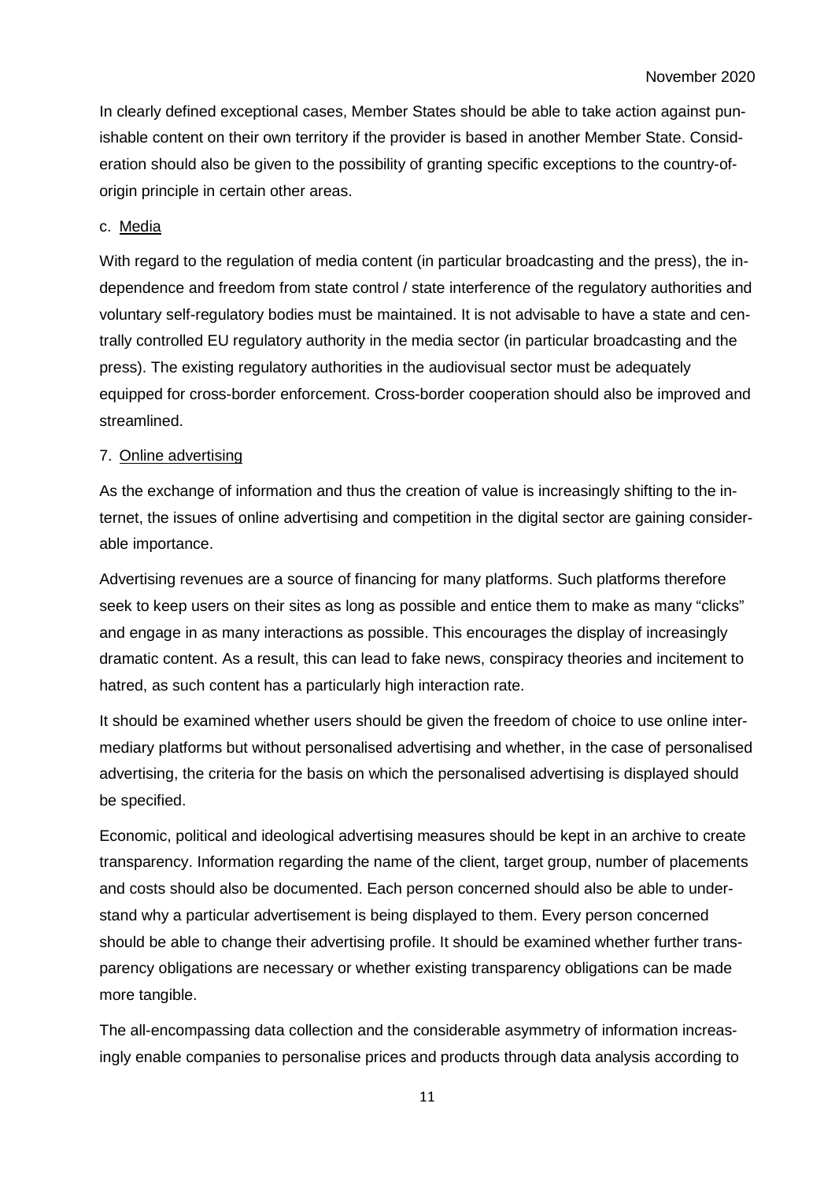In clearly defined exceptional cases, Member States should be able to take action against punishable content on their own territory if the provider is based in another Member State. Consideration should also be given to the possibility of granting specific exceptions to the country-of-origin principle in certain other areas.

c. Media

With regard to the regulation of media content (in particular broadcasting and the press), the independence and freedom from state control / state interference of the regulatory authorities and voluntary self-regulatory bodies must be maintained. It is not advisable to have a state and centrally controlled EU regulatory authority in the media sector (in particular broadcasting and the press). The existing regulatory authorities in the audiovisual sector must be adequately equipped for cross-border enforcement. Cross-border cooperation should also be improved and streamlined.

## 7. Online advertising

As the exchange of information and thus the creation of value is increasingly shifting to the internet, the issues of online advertising and competition in the digital sector are gaining considerable importance.

Advertising revenues are a source of financing for many platforms. Such platforms therefore seek to keep users on their sites as long as possible and entice them to make as many "clicks" and engage in as many interactions as possible. This encourages the display of increasingly dramatic content. As a result, this can lead to fake news, conspiracy theories and incitement to hatred, as such content has a particularly high interaction rate.

It should be examined whether users should be given the freedom of choice to use online intermediary platforms but without personalised advertising and whether, in the case of personalised advertising, the criteria for the basis on which the personalised advertising is displayed should be specified.

Economic, political and ideological advertising measures should be kept in an archive to create transparency. Information regarding the name of the client, target group, number of placements and costs should also be documented. Each person concerned should also be able to understand why a particular advertisement is being displayed to them. Every person concerned should be able to change their advertising profile. It should be examined whether further transparency obligations are necessary or whether existing transparency obligations can be made more tangible.

The all-encompassing data collection and the considerable asymmetry of information increasingly enable companies to personalise prices and products through data analysis according to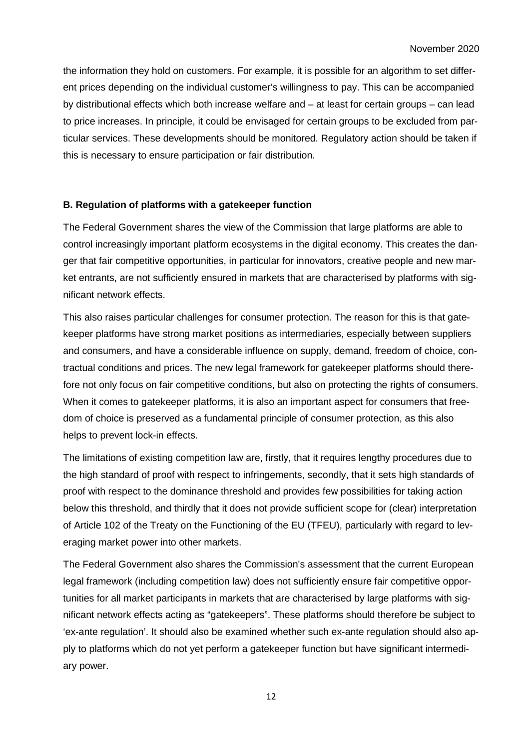the information they hold on customers. For example, it is possible for an algorithm to set different prices depending on the individual customer's willingness to pay. This can be accompanied by distributional effects which both increase welfare and – at least for certain groups – can lead to price increases. In principle, it could be envisaged for certain groups to be excluded from particular services. These developments should be monitored. Regulatory action should be taken if this is necessary to ensure participation or fair distribution.

### B. Regulation of platforms with a gatekeeper function

The Federal Government shares the view of the Commission that large platforms are able to control increasingly important platform ecosystems in the digital economy. This creates the danger that fair competitive opportunities, in particular for innovators, creative people and new market entrants, are not sufficiently ensured in markets that are characterised by platforms with significant network effects.

This also raises particular challenges for consumer protection. The reason for this is that gatekeeper platforms have strong market positions as intermediaries, especially between suppliers and consumers, and have a considerable influence on supply, demand, freedom of choice, contractual conditions and prices. The new legal framework for gatekeeper platforms should therefore not only focus on fair competitive conditions, but also on protecting the rights of consumers. When it comes to gatekeeper platforms, it is also an important aspect for consumers that freedom of choice is preserved as a fundamental principle of consumer protection, as this also helps to prevent lock-in effects.

The limitations of existing competition law are, firstly, that it requires lengthy procedures due to the high standard of proof with respect to infringements, secondly, that it sets high standards of proof with respect to the dominance threshold and provides few possibilities for taking action below this threshold, and thirdly that it does not provide sufficient scope for (clear) interpretation of Article 102 of the Treaty on the Functioning of the EU (TFEU), particularly with regard to leveraging market power into other markets.

The Federal Government also shares the Commission's assessment that the current European legal framework (including competition law) does not sufficiently ensure fair competitive opportunities for all market participants in markets that are characterised by large platforms with significant network effects acting as "gatekeepers". These platforms should therefore be subject to 'ex-ante regulation'. It should also be examined whether such ex-ante regulation should also apply to platforms which do not yet perform a gatekeeper function but have significant intermediary power.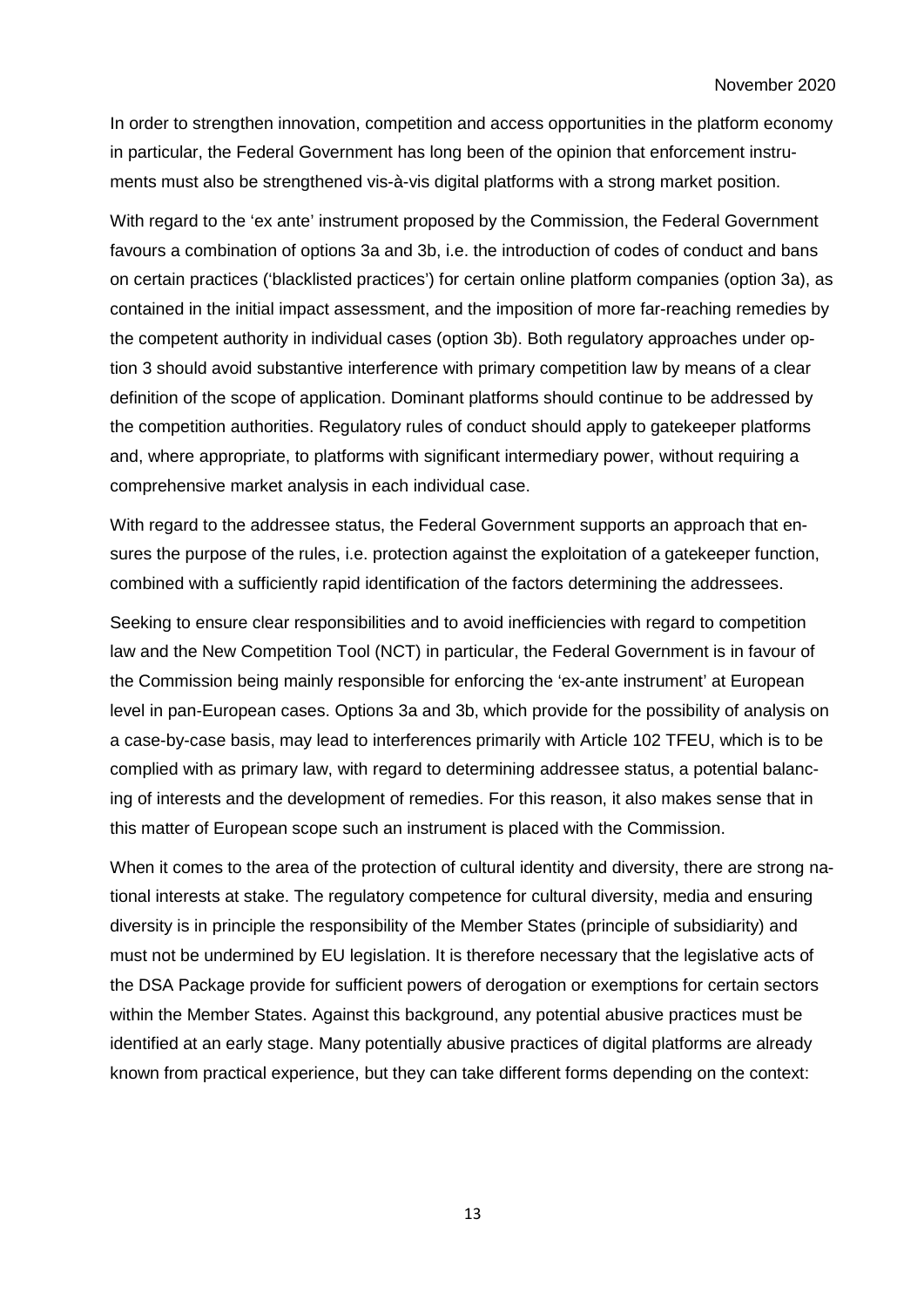In order to strengthen innovation, competition and access opportunities in the platform economy in particular, the Federal Government has long been of the opinion that enforcement instruments must also be strengthened vis-à-vis digital platforms with a strong market position.

With regard to the 'ex ante' instrument proposed by the Commission, the Federal Government favours a combination of options 3a and 3b, i.e. the introduction of codes of conduct and bans on certain practices ('blacklisted practices') for certain online platform companies (option 3a), as contained in the initial impact assessment, and the imposition of more far-reaching remedies by the competent authority in individual cases (option 3b). Both regulatory approaches under option 3 should avoid substantive interference with primary competition law by means of a clear definition of the scope of application. Dominant platforms should continue to be addressed by the competition authorities. Regulatory rules of conduct should apply to gatekeeper platforms and, where appropriate, to platforms with significant intermediary power, without requiring a comprehensive market analysis in each individual case.

With regard to the addressee status, the Federal Government supports an approach that ensures the purpose of the rules, i.e. protection against the exploitation of a gatekeeper function, combined with a sufficiently rapid identification of the factors determining the addressees.

Seeking to ensure clear responsibilities and to avoid inefficiencies with regard to competition law and the New Competition Tool (NCT) in particular, the Federal Government is in favour of the Commission being mainly responsible for enforcing the 'ex-ante instrument' at European level in pan-European cases. Options 3a and 3b, which provide for the possibility of analysis on a case-by-case basis, may lead to interferences primarily with Article 102 TFEU, which is to be complied with as primary law, with regard to determining addressee status, a potential balancing of interests and the development of remedies. For this reason, it also makes sense that in this matter of European scope such an instrument is placed with the Commission.

When it comes to the area of the protection of cultural identity and diversity, there are strong national interests at stake. The regulatory competence for cultural diversity, media and ensuring diversity is in principle the responsibility of the Member States (principle of subsidiarity) and must not be undermined by EU legislation. It is therefore necessary that the legislative acts of the DSA Package provide for sufficient powers of derogation or exemptions for certain sectors within the Member States. Against this background, any potential abusive practices must be identified at an early stage. Many potentially abusive practices of digital platforms are already known from practical experience, but they can take different forms depending on the context: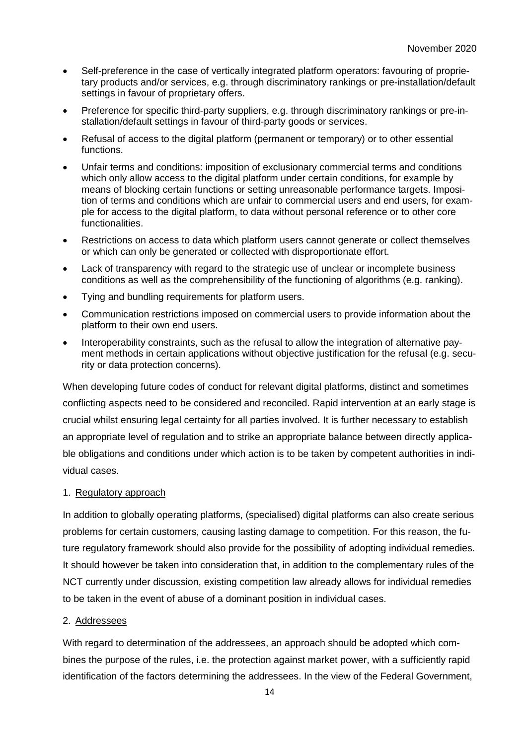- Self-preference in the case of vertically integrated platform operators: favouring of proprietary products and/or services, e.g. through discriminatory rankings or pre-installation/default settings in favour of proprietary offers.
- Preference for specific third-party suppliers, e.g. through discriminatory rankings or pre-installation/default settings in favour of third-party goods or services.
- Refusal of access to the digital platform (permanent or temporary) or to other essential functions.
- Unfair terms and conditions: imposition of exclusionary commercial terms and conditions which only allow access to the digital platform under certain conditions, for example by means of blocking certain functions or setting unreasonable performance targets. Imposition of terms and conditions which are unfair to commercial users and end users, for example for access to the digital platform, to data without personal reference or to other core functionalities.
- Restrictions on access to data which platform users cannot generate or collect themselves or which can only be generated or collected with disproportionate effort.
- Lack of transparency with regard to the strategic use of unclear or incomplete business conditions as well as the comprehensibility of the functioning of algorithms (e.g. ranking).
- Tying and bundling requirements for platform users.
- Communication restrictions imposed on commercial users to provide information about the platform to their own end users.
- Interoperability constraints, such as the refusal to allow the integration of alternative payment methods in certain applications without objective justification for the refusal (e.g. security or data protection concerns).

When developing future codes of conduct for relevant digital platforms, distinct and sometimes conflicting aspects need to be considered and reconciled. Rapid intervention at an early stage is crucial whilst ensuring legal certainty for all parties involved. It is further necessary to establish an appropriate level of regulation and to strike an appropriate balance between directly applicable obligations and conditions under which action is to be taken by competent authorities in individual cases.

1. Regulatory approach

In addition to globally operating platforms, (specialised) digital platforms can also create serious problems for certain customers, causing lasting damage to competition. For this reason, the future regulatory framework should also provide for the possibility of adopting individual remedies. It should however be taken into consideration that, in addition to the complementary rules of the NCT currently under discussion, existing competition law already allows for individual remedies to be taken in the event of abuse of a dominant position in individual cases.

2. Addressees

With regard to determination of the addressees, an approach should be adopted which combines the purpose of the rules, i.e. the protection against market power, with a sufficiently rapid identification of the factors determining the addressees. In the view of the Federal Government,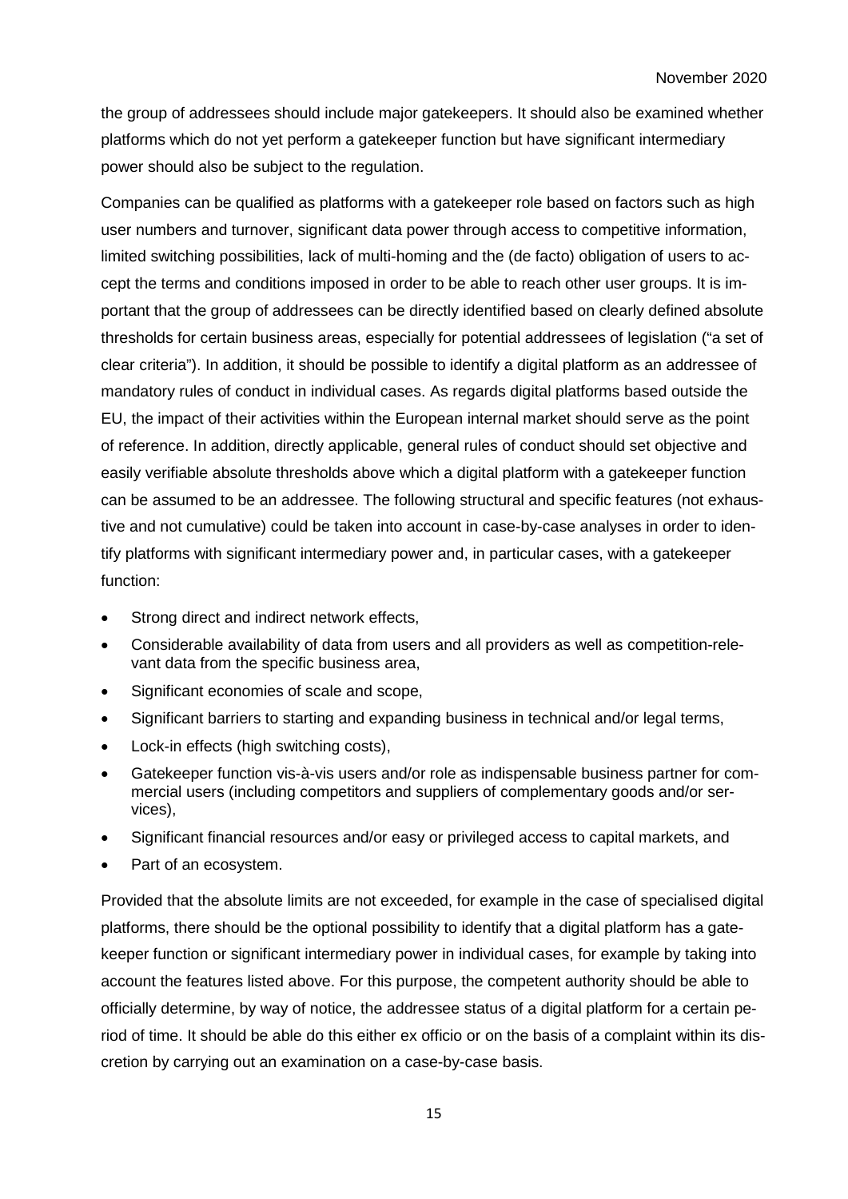the group of addressees should include major gatekeepers. It should also be examined whether platforms which do not yet perform a gatekeeper function but have significant intermediary power should also be subject to the regulation.

Companies can be qualified as platforms with a gatekeeper role based on factors such as high user numbers and turnover, significant data power through access to competitive information, limited switching possibilities, lack of multi-homing and the (de facto) obligation of users to accept the terms and conditions imposed in order to be able to reach other user groups. It is important that the group of addressees can be directly identified based on clearly defined absolute thresholds for certain business areas, especially for potential addressees of legislation ("a set of clear criteria"). In addition, it should be possible to identify a digital platform as an addressee of mandatory rules of conduct in individual cases. As regards digital platforms based outside the EU, the impact of their activities within the European internal market should serve as the point of reference. In addition, directly applicable, general rules of conduct should set objective and easily verifiable absolute thresholds above which a digital platform with a gatekeeper function can be assumed to be an addressee. The following structural and specific features (not exhaustive and not cumulative) could be taken into account in case-by-case analyses in order to identify platforms with significant intermediary power and, in particular cases, with a gatekeeper function:

- Strong direct and indirect network effects,
- Considerable availability of data from users and all providers as well as competition-relevant data from the specific business area,
- Significant economies of scale and scope,
- Significant barriers to starting and expanding business in technical and/or legal terms,
- Lock-in effects (high switching costs),
- Gatekeeper function vis-à-vis users and/or role as indispensable business partner for commercial users (including competitors and suppliers of complementary goods and/or services),
- Significant financial resources and/or easy or privileged access to capital markets, and
- Part of an ecosystem.

Provided that the absolute limits are not exceeded, for example in the case of specialised digital platforms, there should be the optional possibility to identify that a digital platform has a gatekeeper function or significant intermediary power in individual cases, for example by taking into account the features listed above. For this purpose, the competent authority should be able to officially determine, by way of notice, the addressee status of a digital platform for a certain period of time. It should be able do this either ex officio or on the basis of a complaint within its discretion by carrying out an examination on a case-by-case basis.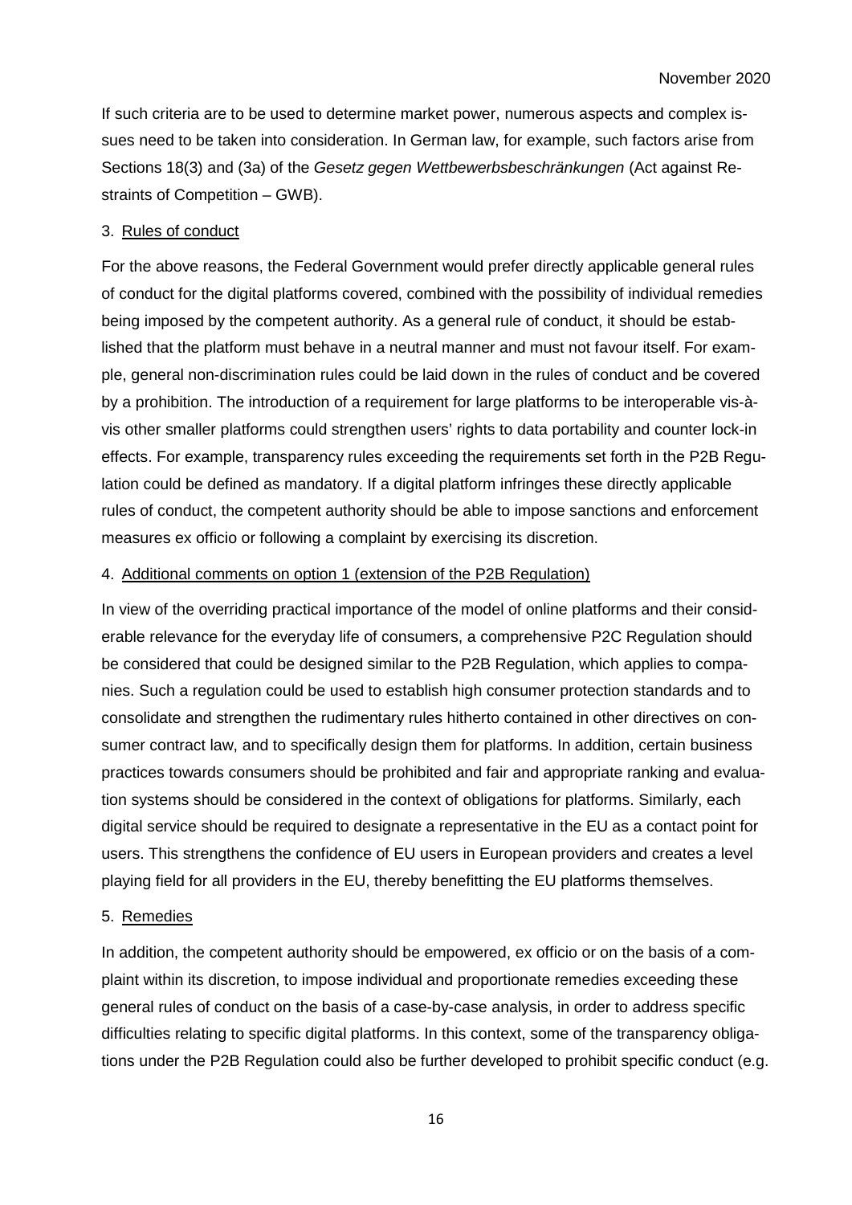If such criteria are to be used to determine market power, numerous aspects and complex issues need to be taken into consideration. In German law, for example, such factors arise from Sections 18(3) and (3a) of the *Gesetz gegen Wettbewerbsbeschränkungen* (Act against Restraints of Competition – GWB).

### 3. Rules of conduct

For the above reasons, the Federal Government would prefer directly applicable general rules of conduct for the digital platforms covered, combined with the possibility of individual remedies being imposed by the competent authority. As a general rule of conduct, it should be established that the platform must behave in a neutral manner and must not favour itself. For example, general non-discrimination rules could be laid down in the rules of conduct and be covered by a prohibition. The introduction of a requirement for large platforms to be interoperable vis-à-vis other smaller platforms could strengthen users' rights to data portability and counter lock-in effects. For example, transparency rules exceeding the requirements set forth in the P2B Regulation could be defined as mandatory. If a digital platform infringes these directly applicable rules of conduct, the competent authority should be able to impose sanctions and enforcement measures ex officio or following a complaint by exercising its discretion.

### 4. Additional comments on option 1 (extension of the P2B Regulation)

In view of the overriding practical importance of the model of online platforms and their considerable relevance for the everyday life of consumers, a comprehensive P2C Regulation should be considered that could be designed similar to the P2B Regulation, which applies to companies. Such a regulation could be used to establish high consumer protection standards and to consolidate and strengthen the rudimentary rules hitherto contained in other directives on consumer contract law, and to specifically design them for platforms. In addition, certain business practices towards consumers should be prohibited and fair and appropriate ranking and evaluation systems should be considered in the context of obligations for platforms. Similarly, each digital service should be required to designate a representative in the EU as a contact point for users. This strengthens the confidence of EU users in European providers and creates a level playing field for all providers in the EU, thereby benefitting the EU platforms themselves.

### 5. Remedies

In addition, the competent authority should be empowered, ex officio or on the basis of a complaint within its discretion, to impose individual and proportionate remedies exceeding these general rules of conduct on the basis of a case-by-case analysis, in order to address specific difficulties relating to specific digital platforms. In this context, some of the transparency obligations under the P2B Regulation could also be further developed to prohibit specific conduct (e.g.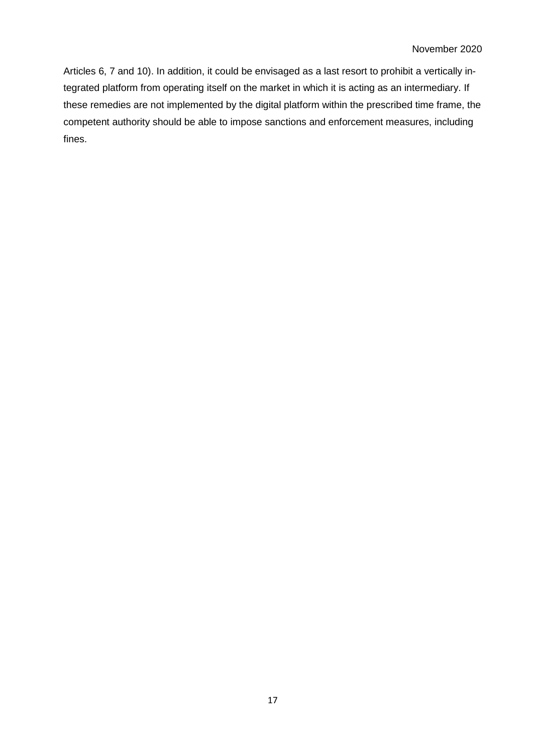Articles 6, 7 and 10). In addition, it could be envisaged as a last resort to prohibit a vertically integrated platform from operating itself on the market in which it is acting as an intermediary. If these remedies are not implemented by the digital platform within the prescribed time frame, the competent authority should be able to impose sanctions and enforcement measures, including fines.